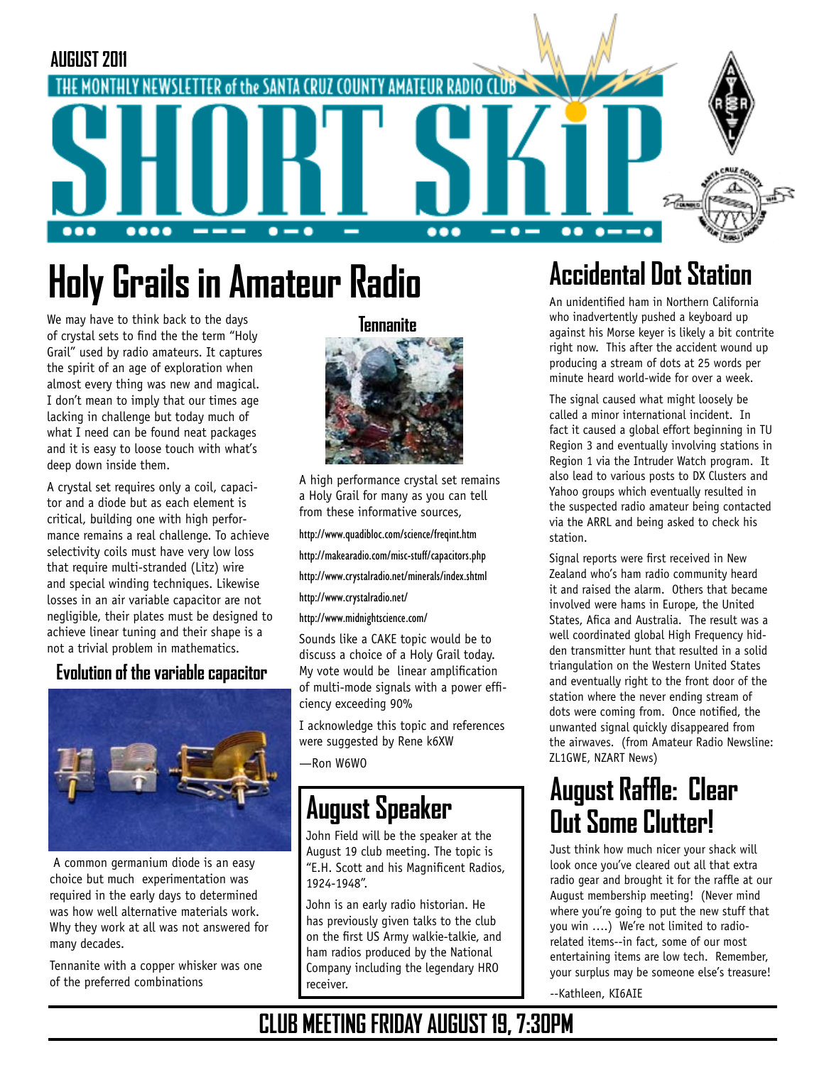AUGUST 2011

THE MONTHLY NEWSLETTER of the SANTA CRUZ COUNTY AMATEUR RADIO CLUB

# SHORT SKiP

# Holy Grails in Amateur Radio

We may have to think back to the days of crystal sets to find the the term "Holy Grail" used by radio amateurs. It captures the spirit of an age of exploration when almost every thing was new and magical. I don't mean to imply that our times age lacking in challenge but today much of what I need can be found neat packages and it is easy to loose touch with what's deep down inside them.

A crystal set requires only a coil, capacitor and a diode but as each element is critical, building one with high performance remains a real challenge. To achieve selectivity coils must have very low loss that require multi-stranded (Litz) wire and special winding techniques. Likewise losses in an air variable capacitor are not negligible, their plates must be designed to achieve linear tuning and their shape is a not a trivial problem in mathematics.

### Evolution of the variable capacitor

A common germanium diode is an easy choice but much experimentation was required in the early days to determined was how well alternative materials work. Why they work at all was not answered for many decades.

Tennanite with a copper whisker was one of the preferred combinations

### Tennanite

A high performance crystal set remains a Holy Grail for many as you can tell from these informative sources,

http://www.quadibloc.com/science/freqint.htm

http://makearadio.com/misc-stuff/capacitors.php

http://www.crystalradio.net/minerals/index.shtml

http://www.crystalradio.net/

http://www.midnightscience.com/

Sounds like a CAKE topic would be to discuss a choice of a Holy Grail today. My vote would be linear amplification of multi-mode signals with a power efficiency exceeding 90%

I acknowledge this topic and references were suggested by Rene k6XW

—Ron W6WO

## August Speaker

John Field will be the speaker at the August 19 club meeting. The topic is "E.H. Scott and his Magnificent Radios, 1924-1948".

John is an early radio historian. He has previously given talks to the club on the first US Army walkie-talkie, and ham radios produced by the National Company including the legendary HRO receiver.

# Accidental Dot Station

An unidentified ham in Northern California who inadvertently pushed a keyboard up against his Morse keyer is likely a bit contrite right now. This after the accident wound up producing a stream of dots at 25 words per minute heard world-wide for over a week.

The signal caused what might loosely be called a minor international incident. In fact it caused a global effort beginning in TU Region 3 and eventually involving stations in Region 1 via the Intruder Watch program. It also lead to various posts to DX Clusters and Yahoo groups which eventually resulted in the suspected radio amateur being contacted via the ARRL and being asked to check his station.

Signal reports were first received in New Zealand who's ham radio community heard it and raised the alarm. Others that became involved were hams in Europe, the United States, Afica and Australia. The result was a well coordinated global High Frequency hidden transmitter hunt that resulted in a solid triangulation on the Western United States and eventually right to the front door of the station where the never ending stream of dots were coming from. Once notified, the unwanted signal quickly disappeared from the airwaves. (from Amateur Radio Newsline: ZL1GWE, NZART News)

# August Raffle: Clear Out Some Clutter!

Just think how much nicer your shack will look once you've cleared out all that extra radio gear and brought it for the raffle at our August membership meeting! (Never mind where you're going to put the new stuff that you win ….) We're not limited to radio-related items--in fact, some of our most entertaining items are low tech. Remember, your surplus may be someone else's treasure!

--Kathleen, KI6AIE

**CLUB MEETING FRIDAY AUGUST 19, 7:30PM**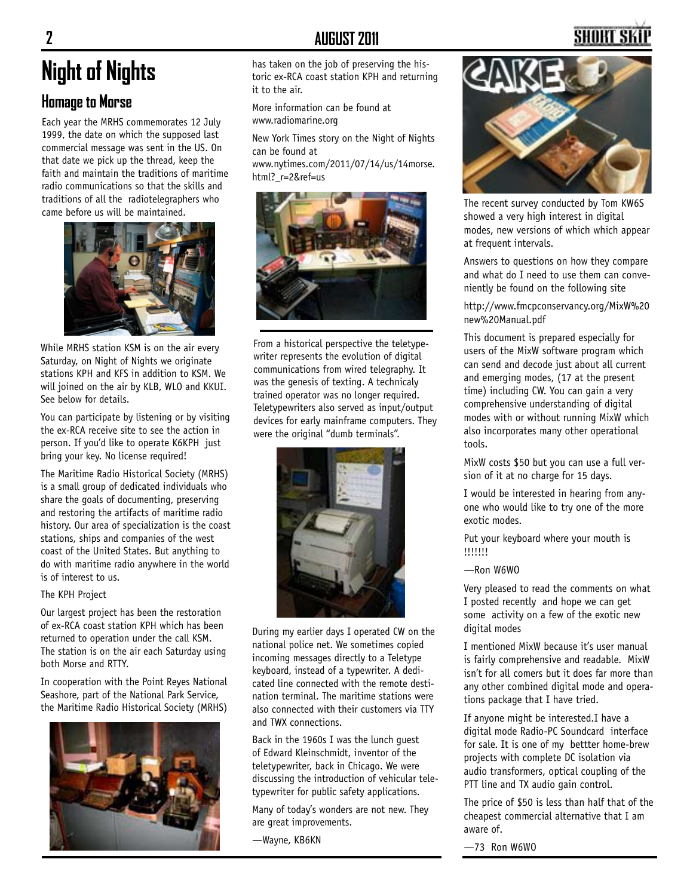# Night of Nights

## Homage to Morse

Each year the MRHS commemorates 12 July 1999, the date on which the supposed last commercial message was sent in the US. On that date we pick up the thread, keep the faith and maintain the traditions of maritime radio communications so that the skills and traditions of all the radiotelegraphers who came before us will be maintained.

While MRHS station KSM is on the air every Saturday, on Night of Nights we originate stations KPH and KFS in addition to KSM. We will joined on the air by KLB, WLO and KKUI. See below for details.

You can participate by listening or by visiting the ex-RCA receive site to see the action in person. If you'd like to operate K6KPH just bring your key. No license required!

The Maritime Radio Historical Society (MRHS) is a small group of dedicated individuals who share the goals of documenting, preserving and restoring the artifacts of maritime radio history. Our area of specialization is the coast stations, ships and companies of the west coast of the United States. But anything to do with maritime radio anywhere in the world is of interest to us.

The KPH Project

Our largest project has been the restoration of ex-RCA coast station KPH which has been returned to operation under the call KSM. The station is on the air each Saturday using both Morse and RTTY.

In cooperation with the Point Reyes National Seashore, part of the National Park Service, the Maritime Radio Historical Society (MRHS) has taken on the job of preserving the historic ex-RCA coast station KPH and returning it to the air.

More information can be found at www.radiomarine.org

New York Times story on the Night of Nights can be found at www.nytimes.com/2011/07/14/us/14morse.html?_r=2&ref=us

From a historical perspective the teletypewriter represents the evolution of digital communications from wired telegraphy. It was the genesis of texting. A technicaly trained operator was no longer required. Teletypewriters also served as input/output devices for early mainframe computers. They were the original "dumb terminals".

During my earlier days I operated CW on the national police net. We sometimes copied incoming messages directly to a Teletype keyboard, instead of a typewriter. A dedicated line connected with the remote destination terminal. The maritime stations were also connected with their customers via TTY and TWX connections.

Back in the 1960s I was the lunch guest of Edward Kleinschmidt, inventor of the teletypewriter, back in Chicago. We were discussing the introduction of vehicular teletypewriter for public safety applications.

Many of today's wonders are not new. They are great improvements.

—Wayne, KB6KN

The recent survey conducted by Tom KW6S showed a very high interest in digital modes, new versions of which which appear at frequent intervals.

Answers to questions on how they compare and what do I need to use them can conveniently be found on the following site

http://www.fmcpconservancy.org/MixW%20new%20Manual.pdf

This document is prepared especially for users of the MixW software program which can send and decode just about all current and emerging modes, (17 at the present time) including CW. You can gain a very comprehensive understanding of digital modes with or without running MixW which also incorporates many other operational tools.

MixW costs $50 but you can use a full version of it at no charge for 15 days.

I would be interested in hearing from anyone who would like to try one of the more exotic modes.

Put your keyboard where your mouth is !!!!!!!

—Ron W6WO

Very pleased to read the comments on what I posted recently and hope we can get some activity on a few of the exotic new digital modes

I mentioned MixW because it's user manual is fairly comprehensive and readable. MixW isn't for all comers but it does far more than any other combined digital mode and operations package that I have tried.

If anyone might be interested.I have a digital mode Radio-PC Soundcard interface for sale. It is one of my bettter home-brew projects with complete DC isolation via audio transformers, optical coupling of the PTT line and TX audio gain control.

The price of $50 is less than half that of the cheapest commercial alternative that I am aware of.

—73 Ron W6WO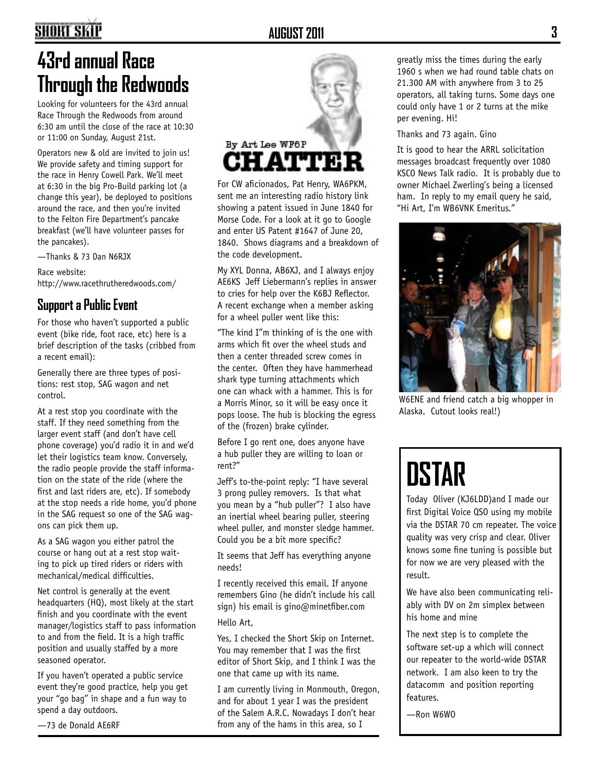# 43rd annual Race Through the Redwoods

Looking for volunteers for the 43rd annual Race Through the Redwoods from around 6:30 am until the close of the race at 10:30 or 11:00 on Sunday, August 21st.

Operators new & old are invited to join us! We provide safety and timing support for the race in Henry Cowell Park. We'll meet at 6:30 in the big Pro-Build parking lot (a change this year), be deployed to positions around the race, and then you're invited to the Felton Fire Department's pancake breakfast (we'll have volunteer passes for the pancakes).

—Thanks & 73 Dan N6RJX

Race website:
http://www.racethrutheredwoods.com/

## Support a Public Event

For those who haven't supported a public event (bike ride, foot race, etc) here is a brief description of the tasks (cribbed from a recent email):

Generally there are three types of positions: rest stop, SAG wagon and net control.

At a rest stop you coordinate with the staff. If they need something from the larger event staff (and don't have cell phone coverage) you'd radio it in and we'd let their logistics team know. Conversely, the radio people provide the staff information on the state of the ride (where the first and last riders are, etc). If somebody at the stop needs a ride home, you'd phone in the SAG request so one of the SAG wagons can pick them up.

As a SAG wagon you either patrol the course or hang out at a rest stop waiting to pick up tired riders or riders with mechanical/medical difficulties.

Net control is generally at the event headquarters (HQ), most likely at the start finish and you coordinate with the event manager/logistics staff to pass information to and from the field. It is a high traffic position and usually staffed by a more seasoned operator.

If you haven't operated a public service event they're good practice, help you get your "go bag" in shape and a fun way to spend a day outdoors.

—73 de Donald AE6RF

# CHATTER

By Art Lee WF6P

For CW aficionados, Pat Henry, WA6PKM, sent me an interesting radio history link showing a patent issued in June 1840 for Morse Code. For a look at it go to Google and enter US Patent #1647 of June 20, 1840. Shows diagrams and a breakdown of the code development.

My XYL Donna, AB6XJ, and I always enjoy AE6KS Jeff Liebermann's replies in answer to cries for help over the K6BJ Reflector. A recent exchange when a member asking for a wheel puller went like this:

"The kind I"m thinking of is the one with arms which fit over the wheel studs and then a center threaded screw comes in the center. Often they have hammerhead shark type turning attachments which one can whack with a hammer. This is for a Morris Minor, so it will be easy once it pops loose. The hub is blocking the egress of the (frozen) brake cylinder.

Before I go rent one, does anyone have a hub puller they are willing to loan or rent?"

Jeff's to-the-point reply: "I have several 3 prong pulley removers. Is that what you mean by a "hub puller"? I also have an inertial wheel bearing puller, steering wheel puller, and monster sledge hammer. Could you be a bit more specific?

It seems that Jeff has everything anyone needs!

I recently received this email. If anyone remembers Gino (he didn't include his call sign) his email is gino@minetfiber.com

Hello Art,

Yes, I checked the Short Skip on Internet. You may remember that I was the first editor of Short Skip, and I think I was the one that came up with its name.

I am currently living in Monmouth, Oregon, and for about 1 year I was the president of the Salem A.R.C. Nowadays I don't hear from any of the hams in this area, so I greatly miss the times during the early 1960 s when we had round table chats on 21.300 AM with anywhere from 3 to 25 operators, all taking turns. Some days one could only have 1 or 2 turns at the mike per evening. Hi!

Thanks and 73 again. Gino

It is good to hear the ARRL solicitation messages broadcast frequently over 1080 KSCO News Talk radio. It is probably due to owner Michael Zwerling's being a licensed ham. In reply to my email query he said, "Hi Art, I'm WB6VNK Emeritus."

W6ENE and friend catch a big whopper in Alaska. Cutout looks real!)

# DSTAR

Today Oliver (KJ6LDD)and I made our first Digital Voice QSO using my mobile via the DSTAR 70 cm repeater. The voice quality was very crisp and clear. Oliver knows some fine tuning is possible but for now we are very pleased with the result.

We have also been communicating reliably with DV on 2m simplex between his home and mine

The next step is to complete the software set-up a which will connect our repeater to the world-wide DSTAR network. I am also keen to try the datacomm and position reporting features.

—Ron W6WO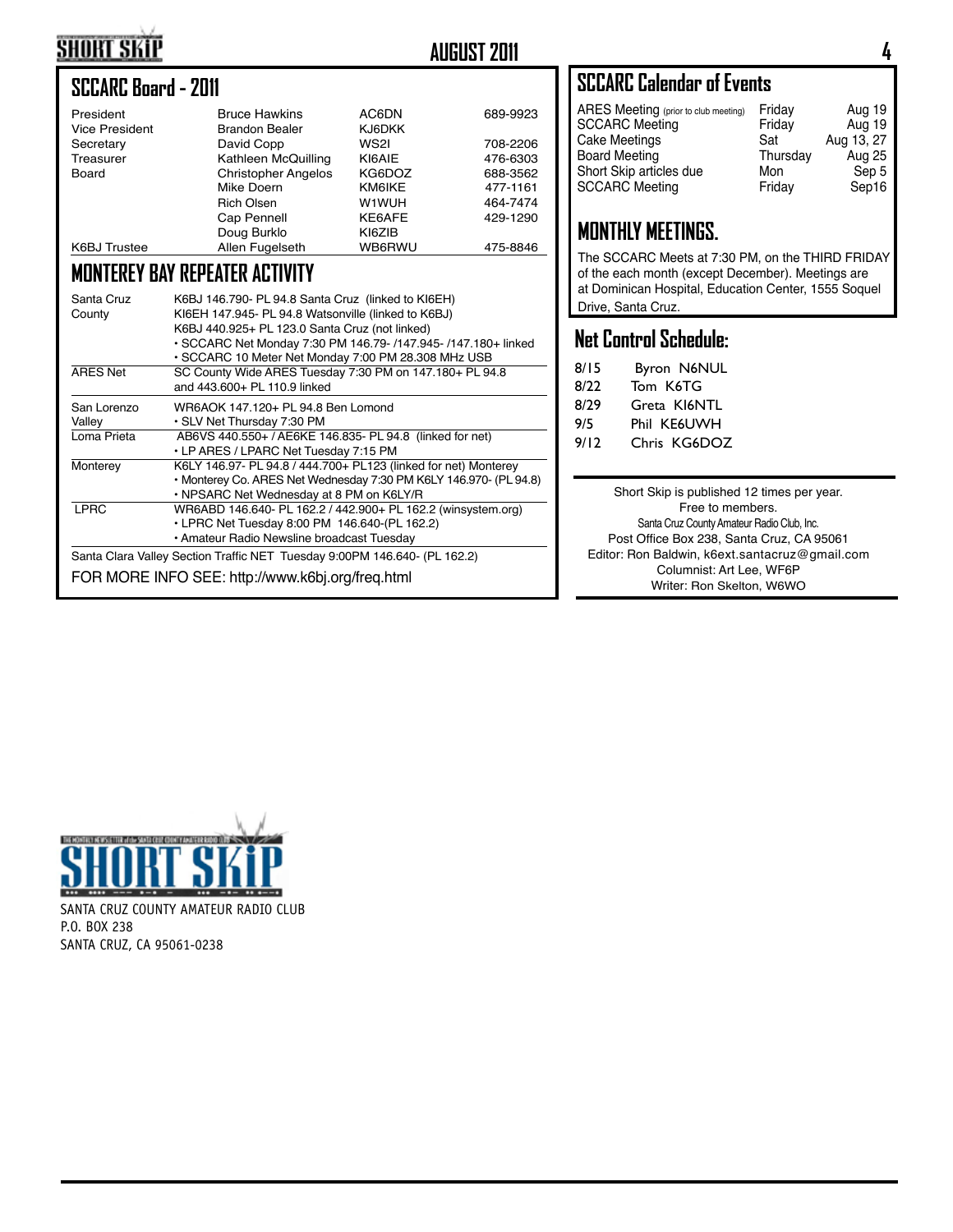## SCCARC Board - 2011

| | | | |
|---|---|---|---|
| President | Bruce Hawkins | AC6DN | 689-9923 |
| Vice President | Brandon Bealer | KJ6DKK | |
| Secretary | David Copp | WS2I | 708-2206 |
| Treasurer | Kathleen McQuilling | KI6AIE | 476-6303 |
| Board | Christopher Angelos | KG6DOZ | 688-3562 |
| | Mike Doern | KM6IKE | 477-1161 |
| | Rich Olsen | W1WUH | 464-7474 |
| | Cap Pennell | KE6AFE | 429-1290 |
| | Doug Burklo | KI6ZIB | |
| K6BJ Trustee | Allen Fugelseth | WB6RWU | 475-8846 |

## MONTEREY BAY REPEATER ACTIVITY

| | |
|---|---|
| Santa Cruz County | K6BJ 146.790- PL 94.8 Santa Cruz (linked to KI6EH)<br>KI6EH 147.945- PL 94.8 Watsonville (linked to K6BJ)<br>K6BJ 440.925+ PL 123.0 Santa Cruz (not linked)<br>• SCCARC Net Monday 7:30 PM 146.79- /147.945- /147.180+ linked<br>• SCCARC 10 Meter Net Monday 7:00 PM 28.308 MHz USB |
| ARES Net | SC County Wide ARES Tuesday 7:30 PM on 147.180+ PL 94.8 and 443.600+ PL 110.9 linked |
| San Lorenzo Valley | WR6AOK 147.120+ PL 94.8 Ben Lomond<br>• SLV Net Thursday 7:30 PM |
| Loma Prieta | AB6VS 440.550+ / AE6KE 146.835- PL 94.8 (linked for net)<br>• LP ARES / LPARC Net Tuesday 7:15 PM |
| Monterey | K6LY 146.97- PL 94.8 / 444.700+ PL123 (linked for net) Monterey<br>• Monterey Co. ARES Net Wednesday 7:30 PM K6LY 146.970- (PL 94.8)<br>• NPSARC Net Wednesday at 8 PM on K6LY/R |
| LPRC | WR6ABD 146.640- PL 162.2 / 442.900+ PL 162.2 (winsystem.org)<br>• LPRC Net Tuesday 8:00 PM 146.640-(PL 162.2)<br>• Amateur Radio Newsline broadcast Tuesday |

Santa Clara Valley Section Traffic NET Tuesday 9:00PM 146.640- (PL 162.2)

FOR MORE INFO SEE: http://www.k6bj.org/freq.html

## SCCARC Calendar of Events

| | | |
|---|---|---|
| ARES Meeting (prior to club meeting) | Friday | Aug 19 |
| SCCARC Meeting | Friday | Aug 19 |
| Cake Meetings | Sat | Aug 13, 27 |
| Board Meeting | Thursday | Aug 25 |
| Short Skip articles due | Mon | Sep 5 |
| SCCARC Meeting | Friday | Sep16 |

## MONTHLY MEETINGS.

The SCCARC Meets at 7:30 PM, on the THIRD FRIDAY of the each month (except December). Meetings are at Dominican Hospital, Education Center, 1555 Soquel Drive, Santa Cruz.

## Net Control Schedule:

| | |
|---|---|
| 8/15 | Byron N6NUL |
| 8/22 | Tom K6TG |
| 8/29 | Greta KI6NTL |
| 9/5 | Phil KE6UWH |
| 9/12 | Chris KG6DOZ |

Short Skip is published 12 times per year.
Free to members.
Santa Cruz County Amateur Radio Club, Inc.
Post Office Box 238, Santa Cruz, CA 95061
Editor: Ron Baldwin, k6ext.santacruz@gmail.com
Columnist: Art Lee, WF6P
Writer: Ron Skelton, W6WO

THE MONTHLY NEWSLETTER of the SANTA CRUZ COUNTY AMATEUR RADIO CLUB

SHORT SKIP

SANTA CRUZ COUNTY AMATEUR RADIO CLUB
P.O. BOX 238
SANTA CRUZ, CA 95061-0238